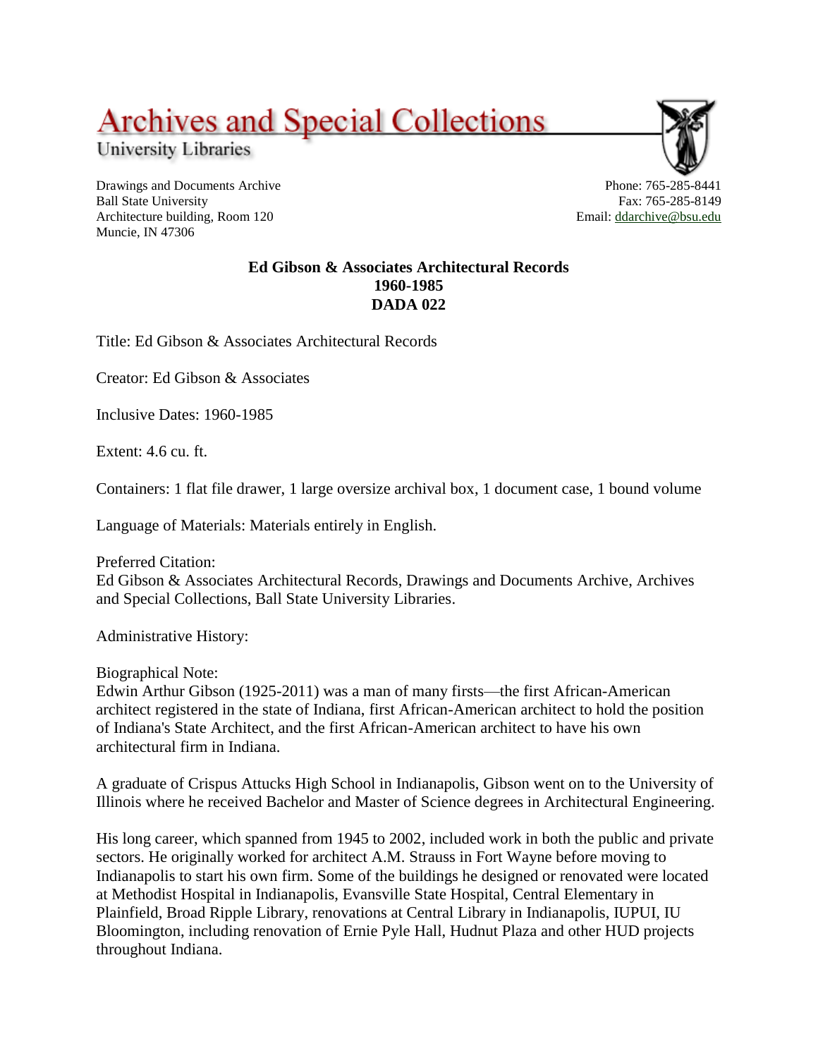# Archives and Special Collections

University Libraries

Drawings and Documents Archive
Ball State University
Architecture building, Room 120
Muncie, IN 47306

Phone: 765-285-8441
Fax: 765-285-8149
Email: ddarchive@bsu.edu

## Ed Gibson & Associates Architectural Records
## 1960-1985
## DADA 022

Title: Ed Gibson & Associates Architectural Records

Creator: Ed Gibson & Associates

Inclusive Dates: 1960-1985

Extent: 4.6 cu. ft.

Containers: 1 flat file drawer, 1 large oversize archival box, 1 document case, 1 bound volume

Language of Materials: Materials entirely in English.

Preferred Citation:
Ed Gibson & Associates Architectural Records, Drawings and Documents Archive, Archives and Special Collections, Ball State University Libraries.

Administrative History:

Biographical Note:
Edwin Arthur Gibson (1925-2011) was a man of many firsts—the first African-American architect registered in the state of Indiana, first African-American architect to hold the position of Indiana's State Architect, and the first African-American architect to have his own architectural firm in Indiana.

A graduate of Crispus Attucks High School in Indianapolis, Gibson went on to the University of Illinois where he received Bachelor and Master of Science degrees in Architectural Engineering.

His long career, which spanned from 1945 to 2002, included work in both the public and private sectors. He originally worked for architect A.M. Strauss in Fort Wayne before moving to Indianapolis to start his own firm. Some of the buildings he designed or renovated were located at Methodist Hospital in Indianapolis, Evansville State Hospital, Central Elementary in Plainfield, Broad Ripple Library, renovations at Central Library in Indianapolis, IUPUI, IU Bloomington, including renovation of Ernie Pyle Hall, Hudnut Plaza and other HUD projects throughout Indiana.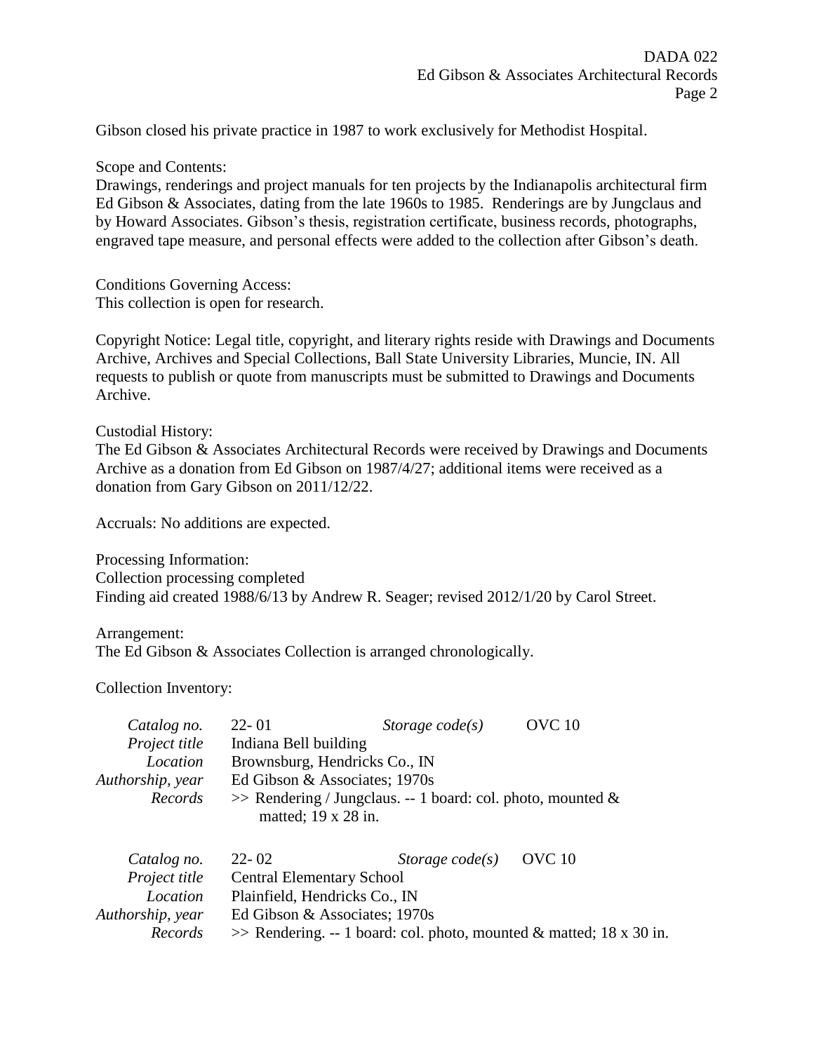Gibson closed his private practice in 1987 to work exclusively for Methodist Hospital.

Scope and Contents:
Drawings, renderings and project manuals for ten projects by the Indianapolis architectural firm Ed Gibson & Associates, dating from the late 1960s to 1985. Renderings are by Jungclaus and by Howard Associates. Gibson's thesis, registration certificate, business records, photographs, engraved tape measure, and personal effects were added to the collection after Gibson's death.

Conditions Governing Access:
This collection is open for research.

Copyright Notice: Legal title, copyright, and literary rights reside with Drawings and Documents Archive, Archives and Special Collections, Ball State University Libraries, Muncie, IN. All requests to publish or quote from manuscripts must be submitted to Drawings and Documents Archive.

Custodial History:
The Ed Gibson & Associates Architectural Records were received by Drawings and Documents Archive as a donation from Ed Gibson on 1987/4/27; additional items were received as a donation from Gary Gibson on 2011/12/22.

Accruals: No additions are expected.

Processing Information:
Collection processing completed
Finding aid created 1988/6/13 by Andrew R. Seager; revised 2012/1/20 by Carol Street.

Arrangement:
The Ed Gibson & Associates Collection is arranged chronologically.

Collection Inventory:

| | | | |
|---|---|---|---|
| *Catalog no.* | 22- 01 | *Storage code(s)* | OVC 10 |
| *Project title* | Indiana Bell building | | |
| *Location* | Brownsburg, Hendricks Co., IN | | |
| *Authorship, year* | Ed Gibson & Associates; 1970s | | |
| *Records* | >> Rendering / Jungclaus. -- 1 board: col. photo, mounted & matted; 19 x 28 in. | | |

| | | | |
|---|---|---|---|
| *Catalog no.* | 22- 02 | *Storage code(s)* | OVC 10 |
| *Project title* | Central Elementary School | | |
| *Location* | Plainfield, Hendricks Co., IN | | |
| *Authorship, year* | Ed Gibson & Associates; 1970s | | |
| *Records* | >> Rendering. -- 1 board: col. photo, mounted & matted; 18 x 30 in. | | |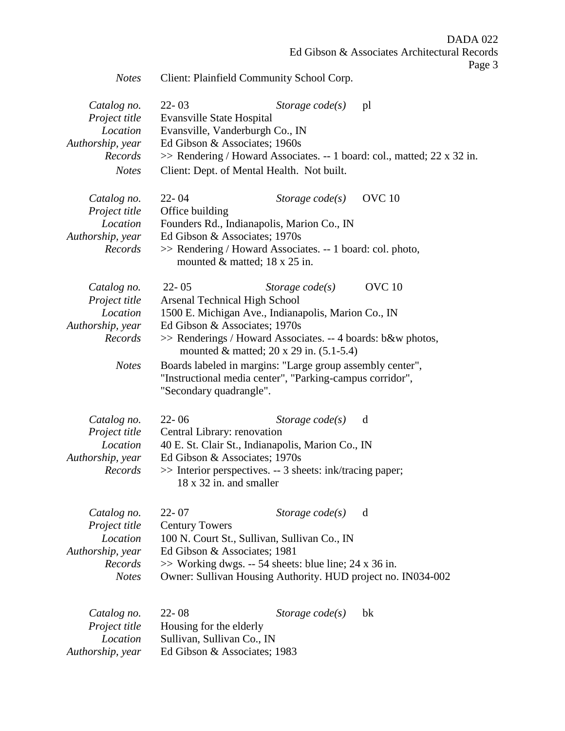*Notes* Client: Plainfield Community School Corp.

*Catalog no.* 22- 03 *Storage code(s)* pl
*Project title* Evansville State Hospital
*Location* Evansville, Vanderburgh Co., IN
*Authorship, year* Ed Gibson & Associates; 1960s
*Records* >> Rendering / Howard Associates. -- 1 board: col., matted; 22 x 32 in.
*Notes* Client: Dept. of Mental Health. Not built.

*Catalog no.* 22- 04 *Storage code(s)* OVC 10
*Project title* Office building
*Location* Founders Rd., Indianapolis, Marion Co., IN
*Authorship, year* Ed Gibson & Associates; 1970s
*Records* >> Rendering / Howard Associates. -- 1 board: col. photo, mounted & matted; 18 x 25 in.

*Catalog no.* 22- 05 *Storage code(s)* OVC 10
*Project title* Arsenal Technical High School
*Location* 1500 E. Michigan Ave., Indianapolis, Marion Co., IN
*Authorship, year* Ed Gibson & Associates; 1970s
*Records* >> Renderings / Howard Associates. -- 4 boards: b&w photos, mounted & matted; 20 x 29 in. (5.1-5.4)
*Notes* Boards labeled in margins: "Large group assembly center", "Instructional media center", "Parking-campus corridor", "Secondary quadrangle".

*Catalog no.* 22- 06 *Storage code(s)* d
*Project title* Central Library: renovation
*Location* 40 E. St. Clair St., Indianapolis, Marion Co., IN
*Authorship, year* Ed Gibson & Associates; 1970s
*Records* >> Interior perspectives. -- 3 sheets: ink/tracing paper; 18 x 32 in. and smaller

*Catalog no.* 22- 07 *Storage code(s)* d
*Project title* Century Towers
*Location* 100 N. Court St., Sullivan, Sullivan Co., IN
*Authorship, year* Ed Gibson & Associates; 1981
*Records* >> Working dwgs. -- 54 sheets: blue line; 24 x 36 in.
*Notes* Owner: Sullivan Housing Authority. HUD project no. IN034-002

*Catalog no.* 22- 08 *Storage code(s)* bk
*Project title* Housing for the elderly
*Location* Sullivan, Sullivan Co., IN
*Authorship, year* Ed Gibson & Associates; 1983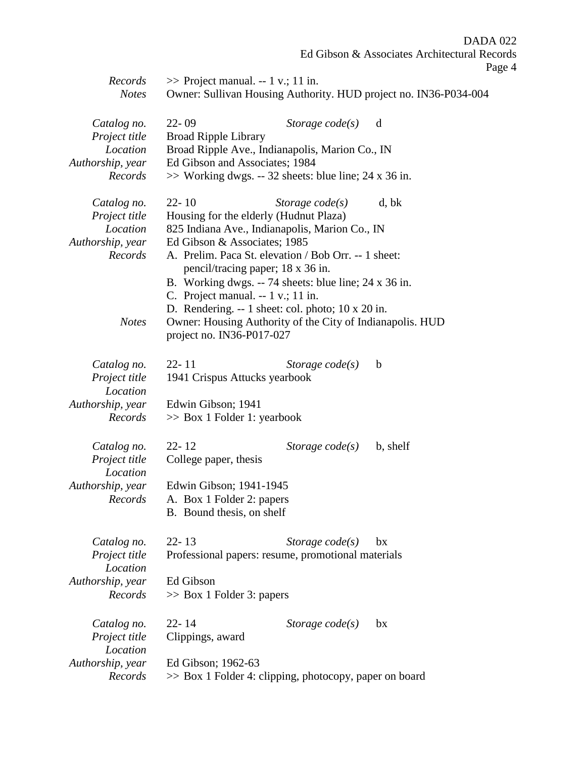*Records* >> Project manual. -- 1 v.; 11 in.
*Notes* Owner: Sullivan Housing Authority. HUD project no. IN36-P034-004

*Catalog no.* 22- 09 *Storage code(s)* d
*Project title* Broad Ripple Library
*Location* Broad Ripple Ave., Indianapolis, Marion Co., IN
*Authorship, year* Ed Gibson and Associates; 1984
*Records* >> Working dwgs. -- 32 sheets: blue line; 24 x 36 in.

*Catalog no.* 22- 10 *Storage code(s)* d, bk
*Project title* Housing for the elderly (Hudnut Plaza)
*Location* 825 Indiana Ave., Indianapolis, Marion Co., IN
*Authorship, year* Ed Gibson & Associates; 1985
*Records*
A. Prelim. Paca St. elevation / Bob Orr. -- 1 sheet: pencil/tracing paper; 18 x 36 in.
B. Working dwgs. -- 74 sheets: blue line; 24 x 36 in.
C. Project manual. -- 1 v.; 11 in.
D. Rendering. -- 1 sheet: col. photo; 10 x 20 in.

*Notes* Owner: Housing Authority of the City of Indianapolis. HUD project no. IN36-P017-027

*Catalog no.* 22- 11 *Storage code(s)* b
*Project title* 1941 Crispus Attucks yearbook
*Location*
*Authorship, year* Edwin Gibson; 1941
*Records* >> Box 1 Folder 1: yearbook

*Catalog no.* 22- 12 *Storage code(s)* b, shelf
*Project title* College paper, thesis
*Location*
*Authorship, year* Edwin Gibson; 1941-1945
*Records*
A. Box 1 Folder 2: papers
B. Bound thesis, on shelf

*Catalog no.* 22- 13 *Storage code(s)* bx
*Project title* Professional papers: resume, promotional materials
*Location*
*Authorship, year* Ed Gibson
*Records* >> Box 1 Folder 3: papers

*Catalog no.* 22- 14 *Storage code(s)* bx
*Project title* Clippings, award
*Location*
*Authorship, year* Ed Gibson; 1962-63
*Records* >> Box 1 Folder 4: clipping, photocopy, paper on board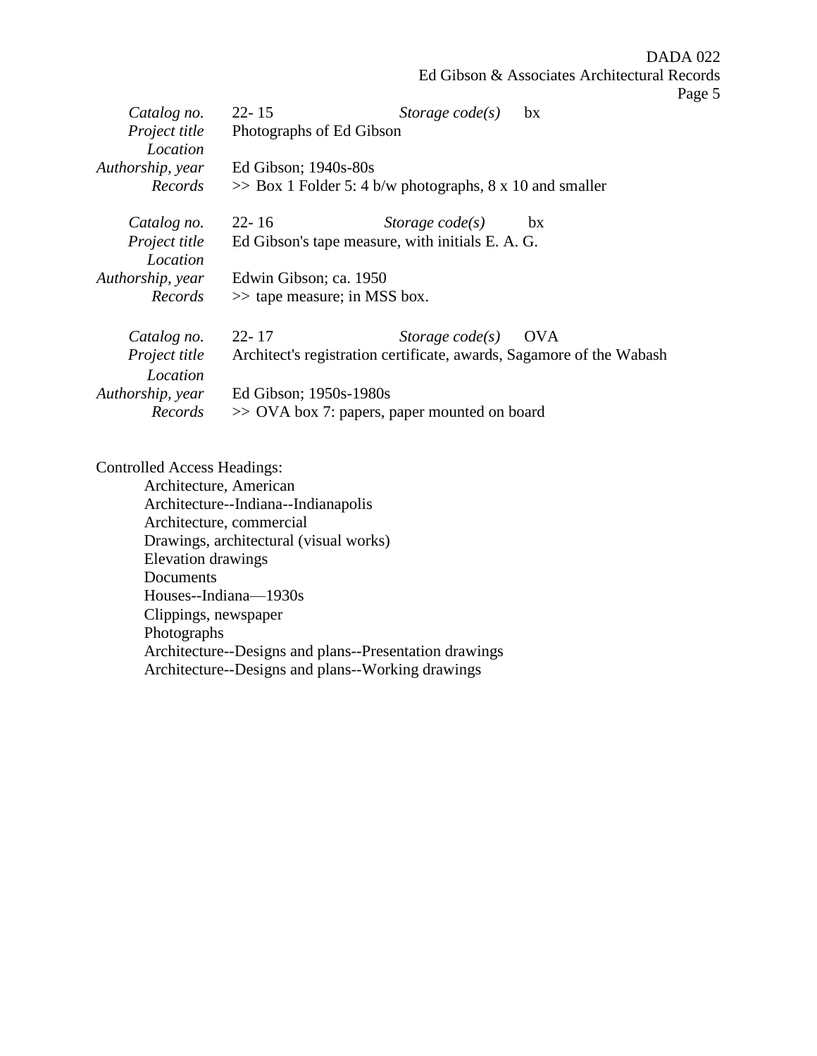| | | | |
|---|---|---|---|
| *Catalog no.* | 22- 15 | *Storage code(s)* | bx |
| *Project title* | Photographs of Ed Gibson | | |
| *Location* | | | |
| *Authorship, year* | Ed Gibson; 1940s-80s | | |
| *Records* | >> Box 1 Folder 5: 4 b/w photographs, 8 x 10 and smaller | | |

| | | | |
|---|---|---|---|
| *Catalog no.* | 22- 16 | *Storage code(s)* | bx |
| *Project title* | Ed Gibson's tape measure, with initials E. A. G. | | |
| *Location* | | | |
| *Authorship, year* | Edwin Gibson; ca. 1950 | | |
| *Records* | >> tape measure; in MSS box. | | |

| | | | |
|---|---|---|---|
| *Catalog no.* | 22- 17 | *Storage code(s)* | OVA |
| *Project title* | Architect's registration certificate, awards, Sagamore of the Wabash | | |
| *Location* | | | |
| *Authorship, year* | Ed Gibson; 1950s-1980s | | |
| *Records* | >> OVA box 7: papers, paper mounted on board | | |

Controlled Access Headings:

- Architecture, American
- Architecture--Indiana--Indianapolis
- Architecture, commercial
- Drawings, architectural (visual works)
- Elevation drawings
- Documents
- Houses--Indiana—1930s
- Clippings, newspaper
- Photographs
- Architecture--Designs and plans--Presentation drawings
- Architecture--Designs and plans--Working drawings